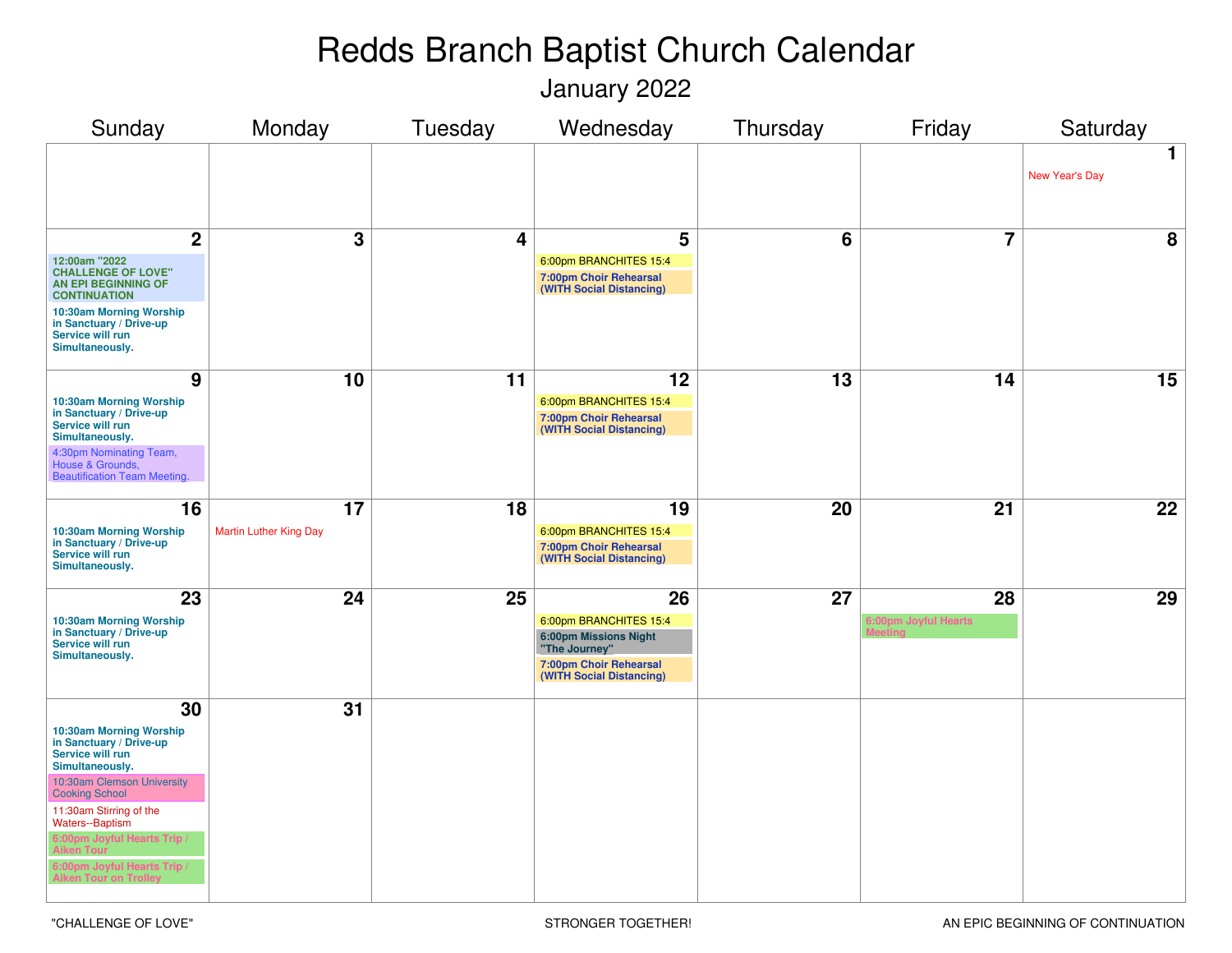# Redds Branch Baptist Church Calendar

## January 2022

| Sunday | Monday | Tuesday | Wednesday | Thursday | Friday | Saturday |
|---|---|---|---|---|---|---|
| | | | | | | **1**<br>New Year's Day |
| **2**<br>**12:00am "2022 CHALLENGE OF LOVE" AN EPI BEGINNING OF CONTINUATION**<br>**10:30am Morning Worship in Sanctuary / Drive-up Service will run Simultaneously.** | **3** | **4** | **5**<br>6:00pm BRANCHITES 15:4<br>**7:00pm Choir Rehearsal (WITH Social Distancing)** | **6** | **7** | **8** |
| **9**<br>**10:30am Morning Worship in Sanctuary / Drive-up Service will run Simultaneously.**<br>4:30pm Nominating Team, House & Grounds, Beautification Team Meeting. | **10** | **11** | **12**<br>6:00pm BRANCHITES 15:4<br>**7:00pm Choir Rehearsal (WITH Social Distancing)** | **13** | **14** | **15** |
| **16**<br>**10:30am Morning Worship in Sanctuary / Drive-up Service will run Simultaneously.** | **17**<br>Martin Luther King Day | **18** | **19**<br>6:00pm BRANCHITES 15:4<br>**7:00pm Choir Rehearsal (WITH Social Distancing)** | **20** | **21** | **22** |
| **23**<br>**10:30am Morning Worship in Sanctuary / Drive-up Service will run Simultaneously.** | **24** | **25** | **26**<br>6:00pm BRANCHITES 15:4<br>**6:00pm Missions Night "The Journey"**<br>**7:00pm Choir Rehearsal (WITH Social Distancing)** | **27** | **28**<br>**6:00pm Joyful Hearts Meeting** | **29** |
| **30**<br>**10:30am Morning Worship in Sanctuary / Drive-up Service will run Simultaneously.**<br>10:30am Clemson University Cooking School<br>11:30am Stirring of the Waters--Baptism<br>**6:00pm Joyful Hearts Trip / Aiken Tour**<br>**6:00pm Joyful Hearts Trip / Aiken Tour on Trolley** | **31** | | | | | |

"CHALLENGE OF LOVE" STRONGER TOGETHER! AN EPIC BEGINNING OF CONTINUATION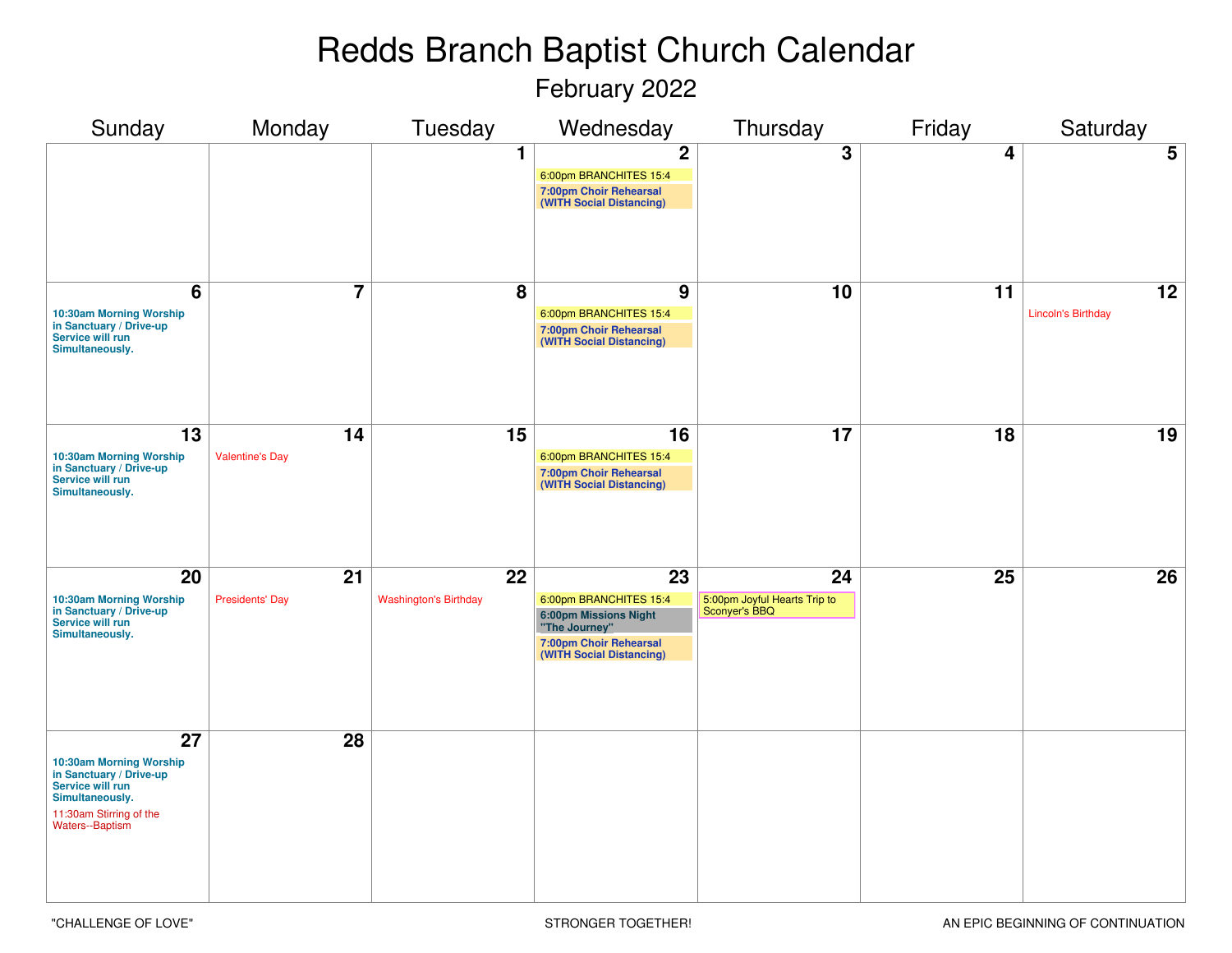# Redds Branch Baptist Church Calendar

## February 2022

| Sunday | Monday | Tuesday | Wednesday | Thursday | Friday | Saturday |
|---|---|---|---|---|---|---|
| | | 1 | 2<br>6:00pm BRANCHITES 15:4<br>**7:00pm Choir Rehearsal (WITH Social Distancing)** | 3 | 4 | 5 |
| 6<br>**10:30am Morning Worship in Sanctuary / Drive-up Service will run Simultaneously.** | 7 | 8 | 9<br>6:00pm BRANCHITES 15:4<br>**7:00pm Choir Rehearsal (WITH Social Distancing)** | 10 | 11 | 12<br>Lincoln's Birthday |
| 13<br>**10:30am Morning Worship in Sanctuary / Drive-up Service will run Simultaneously.** | 14<br>Valentine's Day | 15 | 16<br>6:00pm BRANCHITES 15:4<br>**7:00pm Choir Rehearsal (WITH Social Distancing)** | 17 | 18 | 19 |
| 20<br>**10:30am Morning Worship in Sanctuary / Drive-up Service will run Simultaneously.** | 21<br>Presidents' Day | 22<br>Washington's Birthday | 23<br>6:00pm BRANCHITES 15:4<br>**6:00pm Missions Night "The Journey"**<br>**7:00pm Choir Rehearsal (WITH Social Distancing)** | 24<br>5:00pm Joyful Hearts Trip to Sconyer's BBQ | 25 | 26 |
| 27<br>**10:30am Morning Worship in Sanctuary / Drive-up Service will run Simultaneously.**<br>11:30am Stirring of the Waters--Baptism | 28 | | | | | |

"CHALLENGE OF LOVE" STRONGER TOGETHER! AN EPIC BEGINNING OF CONTINUATION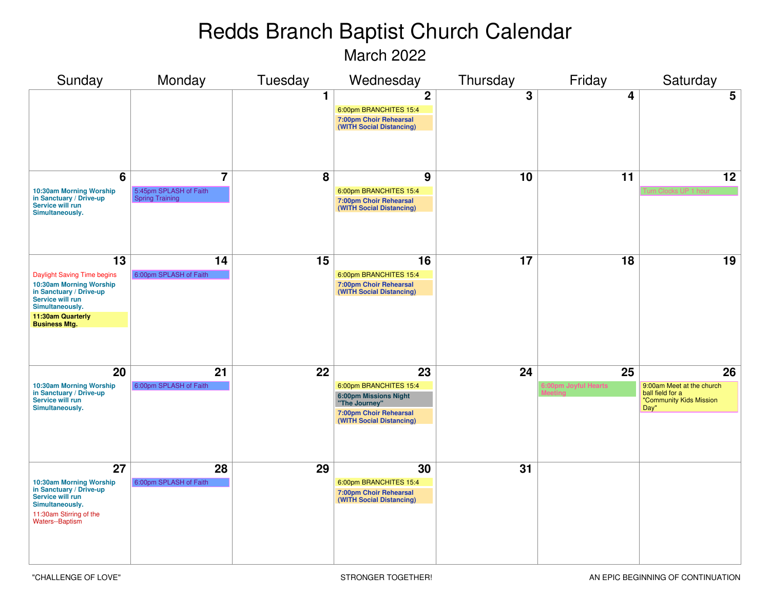# Redds Branch Baptist Church Calendar

## March 2022

| Sunday | Monday | Tuesday | Wednesday | Thursday | Friday | Saturday |
| --- | --- | --- | --- | --- | --- | --- |
| | | 1 | 2<br>6:00pm BRANCHITES 15:4<br>**7:00pm Choir Rehearsal (WITH Social Distancing)** | 3 | 4 | 5 |
| 6<br>**10:30am Morning Worship in Sanctuary / Drive-up Service will run Simultaneously.** | 7<br>5:45pm SPLASH of Faith Spring Training | 8 | 9<br>6:00pm BRANCHITES 15:4<br>**7:00pm Choir Rehearsal (WITH Social Distancing)** | 10 | 11 | 12<br>Turn Clocks UP 1 hour |
| 13<br>Daylight Saving Time begins<br>**10:30am Morning Worship in Sanctuary / Drive-up Service will run Simultaneously.**<br>**11:30am Quarterly Business Mtg.** | 14<br>6:00pm SPLASH of Faith | 15 | 16<br>6:00pm BRANCHITES 15:4<br>**7:00pm Choir Rehearsal (WITH Social Distancing)** | 17 | 18 | 19 |
| 20<br>**10:30am Morning Worship in Sanctuary / Drive-up Service will run Simultaneously.** | 21<br>6:00pm SPLASH of Faith | 22 | 23<br>6:00pm BRANCHITES 15:4<br>**6:00pm Missions Night "The Journey"**<br>**7:00pm Choir Rehearsal (WITH Social Distancing)** | 24 | 25<br>**6:00pm Joyful Hearts Meeting** | 26<br>9:00am Meet at the church ball field for a "Community Kids Mission Day" |
| 27<br>**10:30am Morning Worship in Sanctuary / Drive-up Service will run Simultaneously.**<br>11:30am Stirring of the Waters--Baptism | 28<br>6:00pm SPLASH of Faith | 29 | 30<br>6:00pm BRANCHITES 15:4<br>**7:00pm Choir Rehearsal (WITH Social Distancing)** | 31 | | |

"CHALLENGE OF LOVE" STRONGER TOGETHER! AN EPIC BEGINNING OF CONTINUATION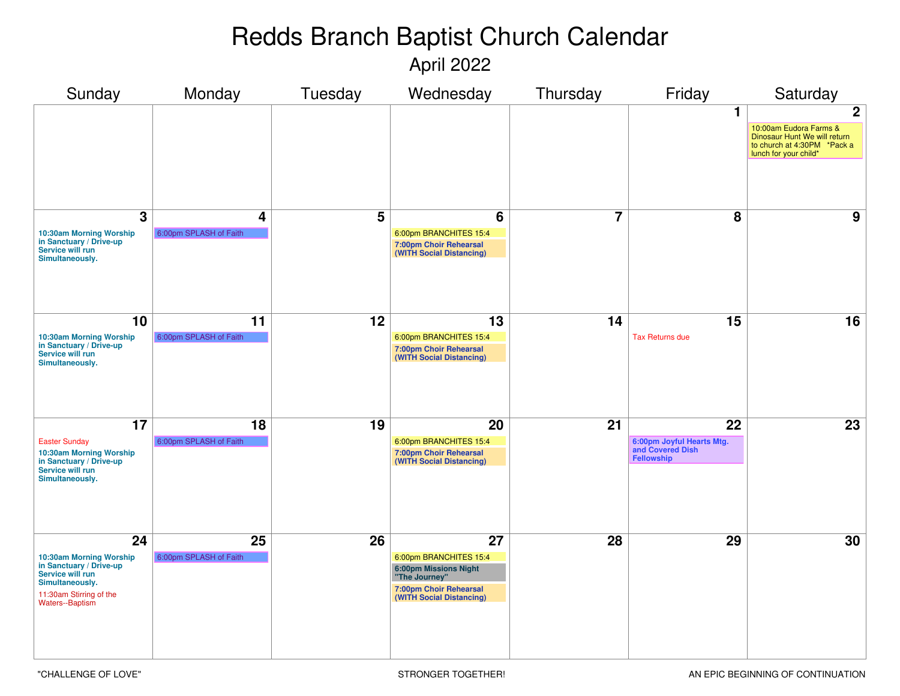# Redds Branch Baptist Church Calendar

## April 2022

| Sunday | Monday | Tuesday | Wednesday | Thursday | Friday | Saturday |
|---|---|---|---|---|---|---|
| | | | | | 1 | 2<br>10:00am Eudora Farms & Dinosaur Hunt We will return to church at 4:30PM *Pack a lunch for your child* |
| 3<br>**10:30am Morning Worship in Sanctuary / Drive-up Service will run Simultaneously.** | 4<br>6:00pm SPLASH of Faith | 5 | 6<br>6:00pm BRANCHITES 15:4<br>**7:00pm Choir Rehearsal (WITH Social Distancing)** | 7 | 8 | 9 |
| 10<br>**10:30am Morning Worship in Sanctuary / Drive-up Service will run Simultaneously.** | 11<br>6:00pm SPLASH of Faith | 12 | 13<br>6:00pm BRANCHITES 15:4<br>**7:00pm Choir Rehearsal (WITH Social Distancing)** | 14 | 15<br>Tax Returns due | 16 |
| 17<br>Easter Sunday<br>**10:30am Morning Worship in Sanctuary / Drive-up Service will run Simultaneously.** | 18<br>6:00pm SPLASH of Faith | 19 | 20<br>6:00pm BRANCHITES 15:4<br>**7:00pm Choir Rehearsal (WITH Social Distancing)** | 21 | 22<br>**6:00pm Joyful Hearts Mtg. and Covered Dish Fellowship** | 23 |
| 24<br>**10:30am Morning Worship in Sanctuary / Drive-up Service will run Simultaneously.**<br>11:30am Stirring of the Waters--Baptism | 25<br>6:00pm SPLASH of Faith | 26 | 27<br>6:00pm BRANCHITES 15:4<br>**6:00pm Missions Night "The Journey"**<br>**7:00pm Choir Rehearsal (WITH Social Distancing)** | 28 | 29 | 30 |

"CHALLENGE OF LOVE"

STRONGER TOGETHER!

AN EPIC BEGINNING OF CONTINUATION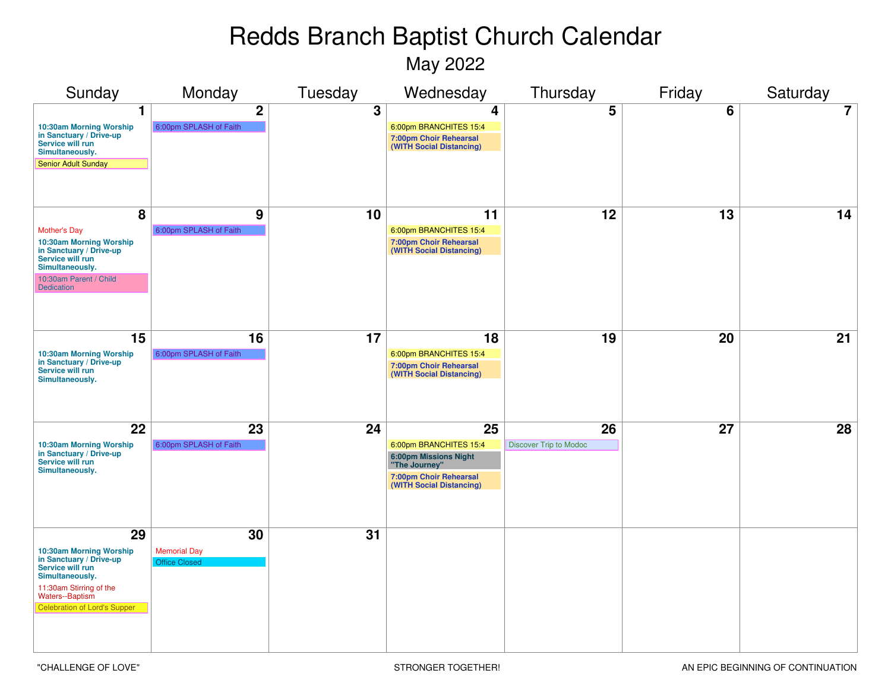# Redds Branch Baptist Church Calendar

## May 2022

| Sunday | Monday | Tuesday | Wednesday | Thursday | Friday | Saturday |
|---|---|---|---|---|---|---|
| **1**<br>**10:30am Morning Worship in Sanctuary / Drive-up Service will run Simultaneously.**<br>Senior Adult Sunday | **2**<br>6:00pm SPLASH of Faith | **3** | **4**<br>6:00pm BRANCHITES 15:4<br>**7:00pm Choir Rehearsal (WITH Social Distancing)** | **5** | **6** | **7** |
| **8**<br>Mother's Day<br>**10:30am Morning Worship in Sanctuary / Drive-up Service will run Simultaneously.**<br>10:30am Parent / Child Dedication | **9**<br>6:00pm SPLASH of Faith | **10** | **11**<br>6:00pm BRANCHITES 15:4<br>**7:00pm Choir Rehearsal (WITH Social Distancing)** | **12** | **13** | **14** |
| **15**<br>**10:30am Morning Worship in Sanctuary / Drive-up Service will run Simultaneously.** | **16**<br>6:00pm SPLASH of Faith | **17** | **18**<br>6:00pm BRANCHITES 15:4<br>**7:00pm Choir Rehearsal (WITH Social Distancing)** | **19** | **20** | **21** |
| **22**<br>**10:30am Morning Worship in Sanctuary / Drive-up Service will run Simultaneously.** | **23**<br>6:00pm SPLASH of Faith | **24** | **25**<br>6:00pm BRANCHITES 15:4<br>**6:00pm Missions Night "The Journey"**<br>**7:00pm Choir Rehearsal (WITH Social Distancing)** | **26**<br>Discover Trip to Modoc | **27** | **28** |
| **29**<br>**10:30am Morning Worship in Sanctuary / Drive-up Service will run Simultaneously.**<br>11:30am Stirring of the Waters--Baptism<br>Celebration of Lord's Supper | **30**<br>Memorial Day<br>Office Closed | **31** | | | | |

"CHALLENGE OF LOVE" STRONGER TOGETHER! AN EPIC BEGINNING OF CONTINUATION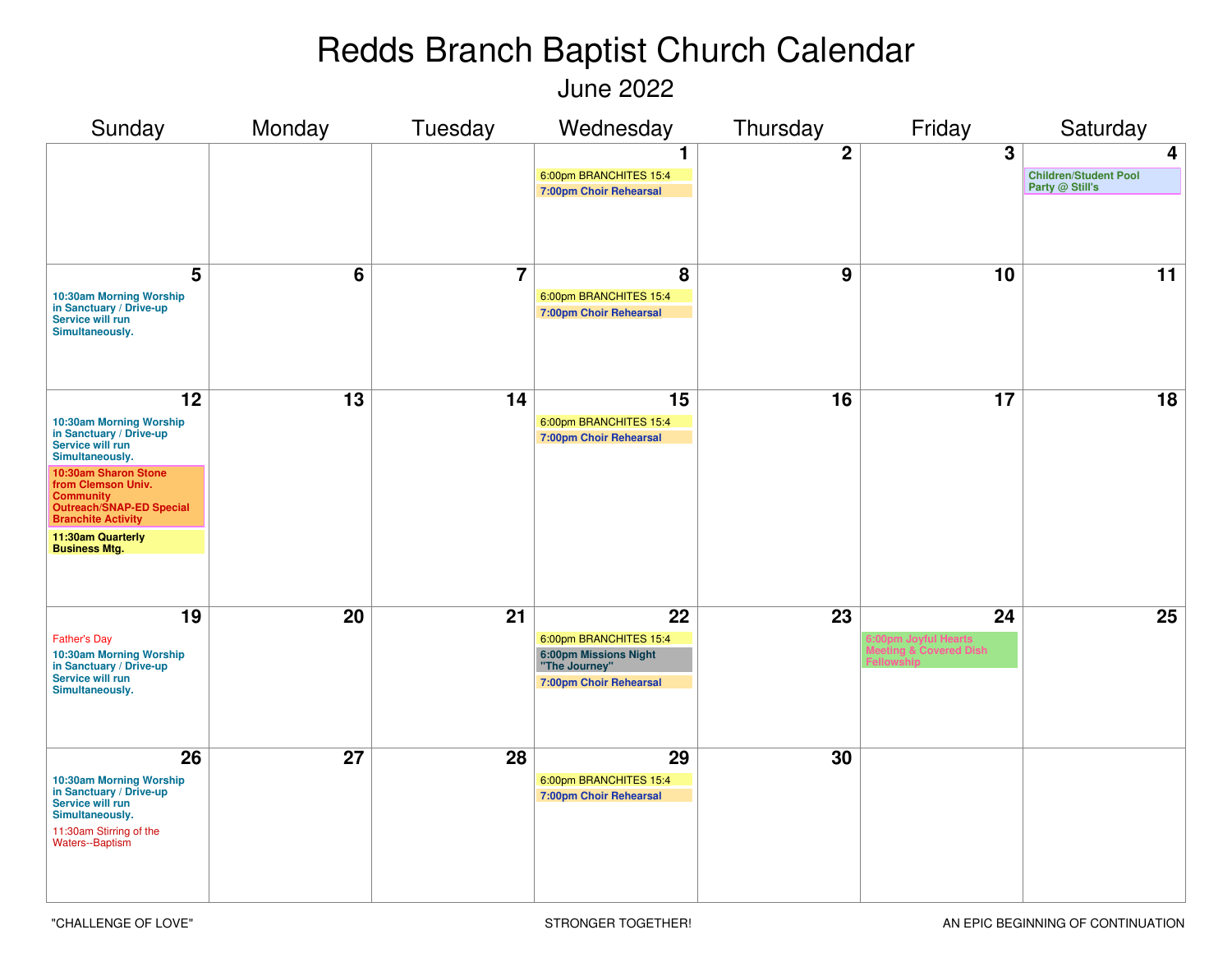# Redds Branch Baptist Church Calendar

## June 2022

| Sunday | Monday | Tuesday | Wednesday | Thursday | Friday | Saturday |
|---|---|---|---|---|---|---|
| | | | **1**<br>6:00pm BRANCHITES 15:4<br>**7:00pm Choir Rehearsal** | **2** | **3** | **4**<br>**Children/Student Pool Party @ Still's** |
| **5**<br>**10:30am Morning Worship in Sanctuary / Drive-up Service will run Simultaneously.** | **6** | **7** | **8**<br>6:00pm BRANCHITES 15:4<br>**7:00pm Choir Rehearsal** | **9** | **10** | **11** |
| **12**<br>**10:30am Morning Worship in Sanctuary / Drive-up Service will run Simultaneously.**<br>**10:30am Sharon Stone from Clemson Univ. Community Outreach/SNAP-ED Special Branchite Activity**<br>**11:30am Quarterly Business Mtg.** | **13** | **14** | **15**<br>6:00pm BRANCHITES 15:4<br>**7:00pm Choir Rehearsal** | **16** | **17** | **18** |
| **19**<br>Father's Day<br>**10:30am Morning Worship in Sanctuary / Drive-up Service will run Simultaneously.** | **20** | **21** | **22**<br>6:00pm BRANCHITES 15:4<br>**6:00pm Missions Night "The Journey"**<br>**7:00pm Choir Rehearsal** | **23** | **24**<br>**6:00pm Joyful Hearts Meeting & Covered Dish Fellowship** | **25** |
| **26**<br>**10:30am Morning Worship in Sanctuary / Drive-up Service will run Simultaneously.**<br>11:30am Stirring of the Waters--Baptism | **27** | **28** | **29**<br>6:00pm BRANCHITES 15:4<br>**7:00pm Choir Rehearsal** | **30** | | |

"CHALLENGE OF LOVE" STRONGER TOGETHER! AN EPIC BEGINNING OF CONTINUATION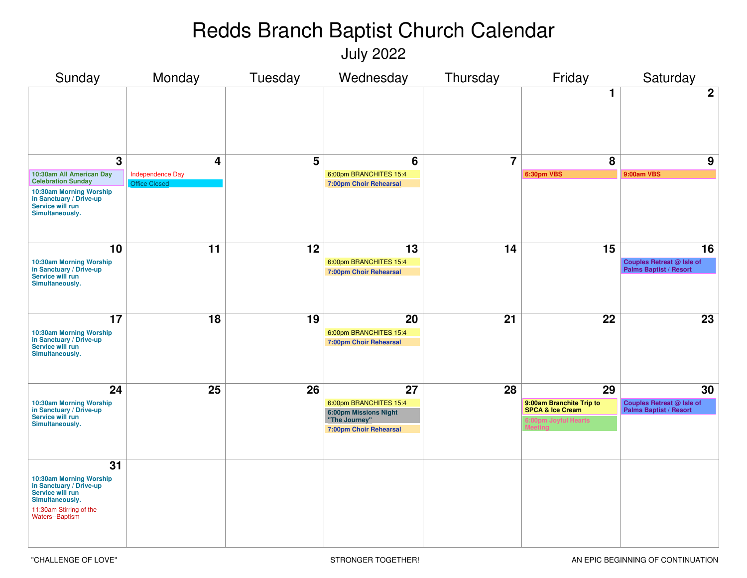# Redds Branch Baptist Church Calendar

## July 2022

| Sunday | Monday | Tuesday | Wednesday | Thursday | Friday | Saturday |
|---|---|---|---|---|---|---|
| | | | | | 1 | 2 |
| 3<br>**10:30am All American Day Celebration Sunday**<br>**10:30am Morning Worship in Sanctuary / Drive-up Service will run Simultaneously.** | 4<br>Independence Day<br>Office Closed | 5 | 6<br>6:00pm BRANCHITES 15:4<br>**7:00pm Choir Rehearsal** | 7 | 8<br>**6:30pm VBS** | 9<br>**9:00am VBS** |
| 10<br>**10:30am Morning Worship in Sanctuary / Drive-up Service will run Simultaneously.** | 11 | 12 | 13<br>6:00pm BRANCHITES 15:4<br>**7:00pm Choir Rehearsal** | 14 | 15 | 16<br>**Couples Retreat @ Isle of Palms Baptist / Resort** |
| 17<br>**10:30am Morning Worship in Sanctuary / Drive-up Service will run Simultaneously.** | 18 | 19 | 20<br>6:00pm BRANCHITES 15:4<br>**7:00pm Choir Rehearsal** | 21 | 22 | 23 |
| 24<br>**10:30am Morning Worship in Sanctuary / Drive-up Service will run Simultaneously.** | 25 | 26 | 27<br>6:00pm BRANCHITES 15:4<br>**6:00pm Missions Night "The Journey"**<br>**7:00pm Choir Rehearsal** | 28 | 29<br>**9:00am Branchite Trip to SPCA & Ice Cream**<br>**6:00pm Joyful Hearts Meeting** | 30<br>**Couples Retreat @ Isle of Palms Baptist / Resort** |
| 31<br>**10:30am Morning Worship in Sanctuary / Drive-up Service will run Simultaneously.**<br>11:30am Stirring of the Waters--Baptism | | | | | | |

"CHALLENGE OF LOVE" STRONGER TOGETHER! AN EPIC BEGINNING OF CONTINUATION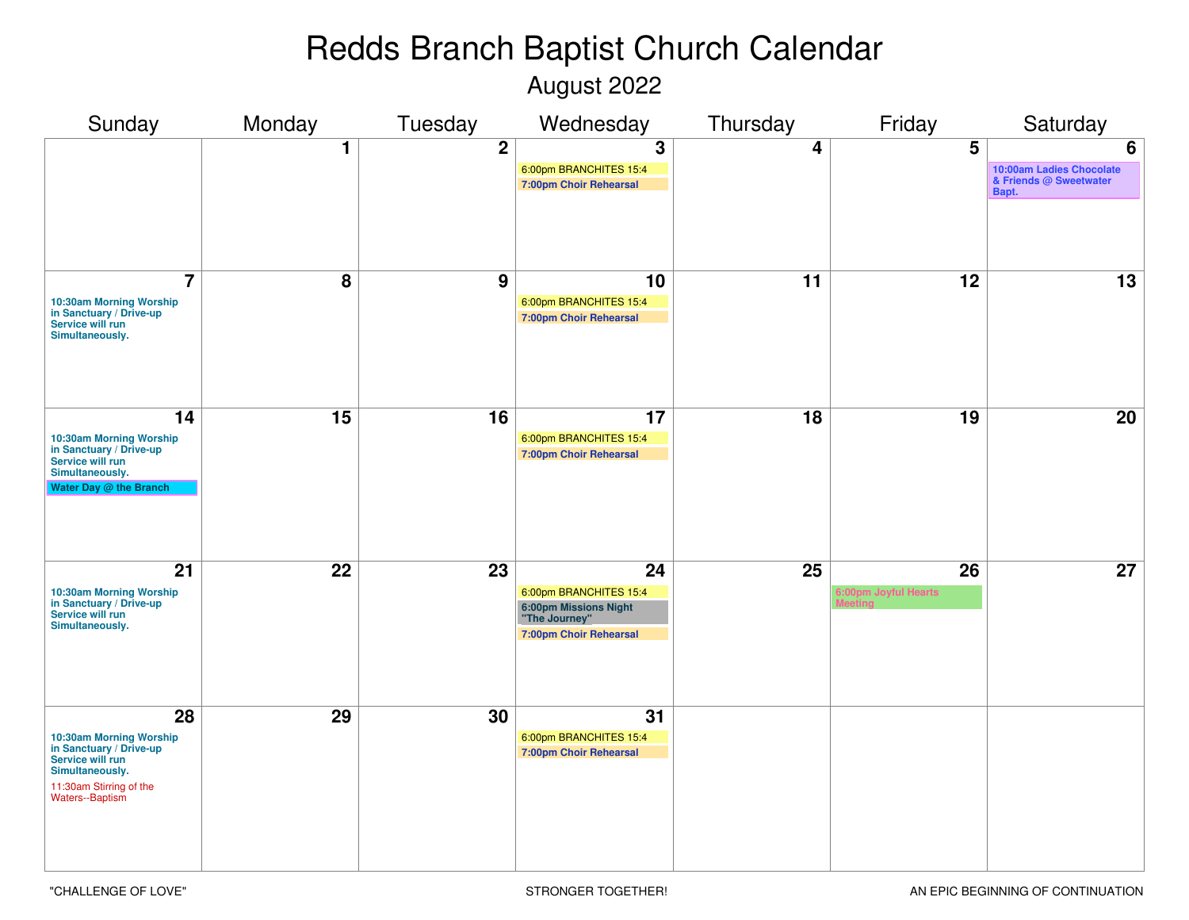# Redds Branch Baptist Church Calendar

## August 2022

| Sunday | Monday | Tuesday | Wednesday | Thursday | Friday | Saturday |
|---|---|---|---|---|---|---|
| | 1 | 2 | 3<br>6:00pm BRANCHITES 15:4<br>**7:00pm Choir Rehearsal** | 4 | 5 | 6<br>**10:00am Ladies Chocolate & Friends @ Sweetwater Bapt.** |
| 7<br>**10:30am Morning Worship in Sanctuary / Drive-up Service will run Simultaneously.** | 8 | 9 | 10<br>6:00pm BRANCHITES 15:4<br>**7:00pm Choir Rehearsal** | 11 | 12 | 13 |
| 14<br>**10:30am Morning Worship in Sanctuary / Drive-up Service will run Simultaneously.**<br>**Water Day @ the Branch** | 15 | 16 | 17<br>6:00pm BRANCHITES 15:4<br>**7:00pm Choir Rehearsal** | 18 | 19 | 20 |
| 21<br>**10:30am Morning Worship in Sanctuary / Drive-up Service will run Simultaneously.** | 22 | 23 | 24<br>6:00pm BRANCHITES 15:4<br>**6:00pm Missions Night "The Journey"**<br>**7:00pm Choir Rehearsal** | 25 | 26<br>**6:00pm Joyful Hearts Meeting** | 27 |
| 28<br>**10:30am Morning Worship in Sanctuary / Drive-up Service will run Simultaneously.**<br>11:30am Stirring of the Waters--Baptism | 29 | 30 | 31<br>6:00pm BRANCHITES 15:4<br>**7:00pm Choir Rehearsal** | | | |

"CHALLENGE OF LOVE" STRONGER TOGETHER! AN EPIC BEGINNING OF CONTINUATION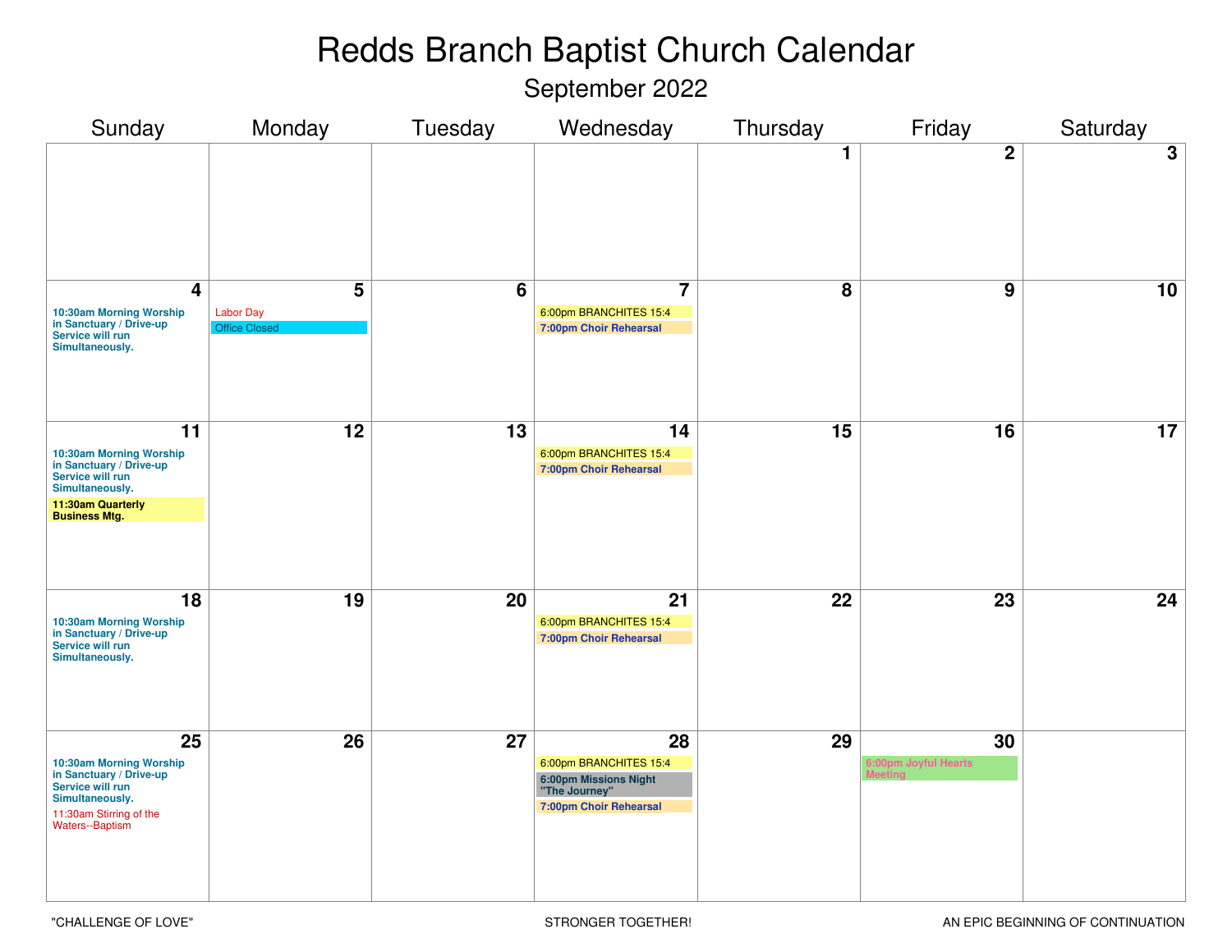# Redds Branch Baptist Church Calendar

## September 2022

| Sunday | Monday | Tuesday | Wednesday | Thursday | Friday | Saturday |
|---|---|---|---|---|---|---|
| | | | | 1 | 2 | 3 |
| 4<br>**10:30am Morning Worship in Sanctuary / Drive-up Service will run Simultaneously.** | 5<br>Labor Day<br>Office Closed | 6 | 7<br>6:00pm BRANCHITES 15:4<br>**7:00pm Choir Rehearsal** | 8 | 9 | 10 |
| 11<br>**10:30am Morning Worship in Sanctuary / Drive-up Service will run Simultaneously.**<br>**11:30am Quarterly Business Mtg.** | 12 | 13 | 14<br>6:00pm BRANCHITES 15:4<br>**7:00pm Choir Rehearsal** | 15 | 16 | 17 |
| 18<br>**10:30am Morning Worship in Sanctuary / Drive-up Service will run Simultaneously.** | 19 | 20 | 21<br>6:00pm BRANCHITES 15:4<br>**7:00pm Choir Rehearsal** | 22 | 23 | 24 |
| 25<br>**10:30am Morning Worship in Sanctuary / Drive-up Service will run Simultaneously.**<br>11:30am Stirring of the Waters--Baptism | 26 | 27 | 28<br>6:00pm BRANCHITES 15:4<br>**6:00pm Missions Night "The Journey"**<br>**7:00pm Choir Rehearsal** | 29 | 30<br>**6:00pm Joyful Hearts Meeting** | |

"CHALLENGE OF LOVE" STRONGER TOGETHER! AN EPIC BEGINNING OF CONTINUATION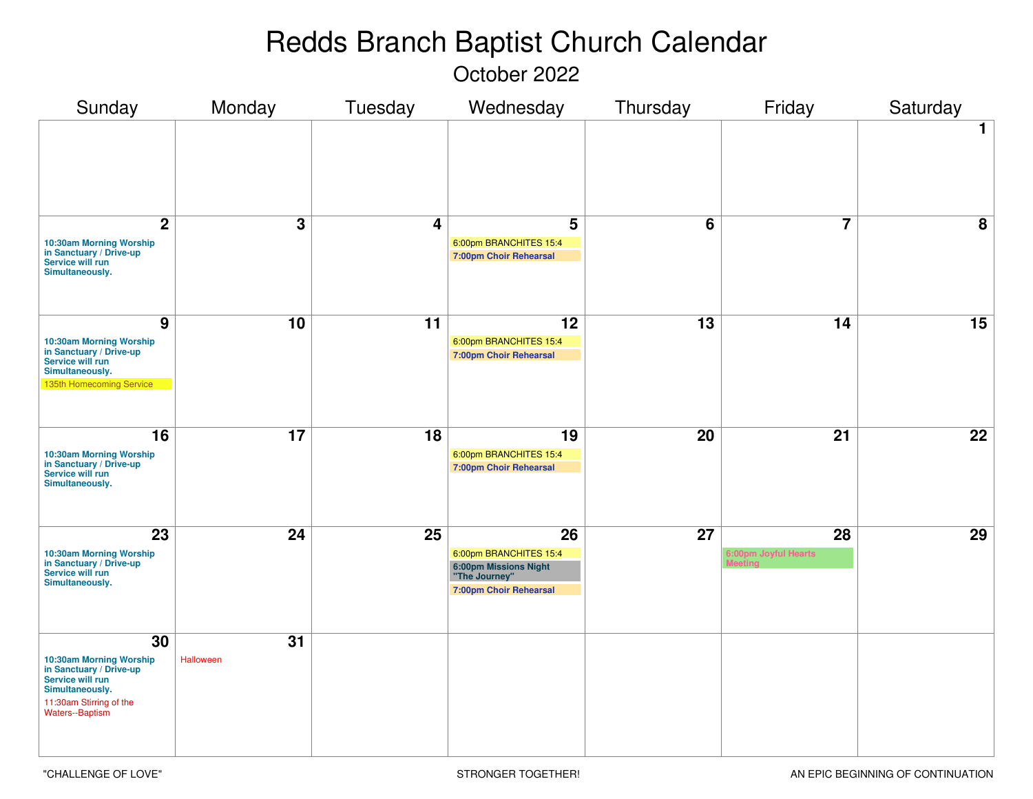# Redds Branch Baptist Church Calendar

## October 2022

| Sunday | Monday | Tuesday | Wednesday | Thursday | Friday | Saturday |
|---|---|---|---|---|---|---|
| | | | | | | **1** |
| **2** <br> **10:30am Morning Worship in Sanctuary / Drive-up Service will run Simultaneously.** | **3** | **4** | **5** <br> 6:00pm BRANCHITES 15:4 <br> **7:00pm Choir Rehearsal** | **6** | **7** | **8** |
| **9** <br> **10:30am Morning Worship in Sanctuary / Drive-up Service will run Simultaneously.** <br> 135th Homecoming Service | **10** | **11** | **12** <br> 6:00pm BRANCHITES 15:4 <br> **7:00pm Choir Rehearsal** | **13** | **14** | **15** |
| **16** <br> **10:30am Morning Worship in Sanctuary / Drive-up Service will run Simultaneously.** | **17** | **18** | **19** <br> 6:00pm BRANCHITES 15:4 <br> **7:00pm Choir Rehearsal** | **20** | **21** | **22** |
| **23** <br> **10:30am Morning Worship in Sanctuary / Drive-up Service will run Simultaneously.** | **24** | **25** | **26** <br> 6:00pm BRANCHITES 15:4 <br> **6:00pm Missions Night "The Journey"** <br> **7:00pm Choir Rehearsal** | **27** | **28** <br> **6:00pm Joyful Hearts Meeting** | **29** |
| **30** <br> **10:30am Morning Worship in Sanctuary / Drive-up Service will run Simultaneously.** <br> 11:30am Stirring of the Waters--Baptism | **31** <br> Halloween | | | | | |

"CHALLENGE OF LOVE" STRONGER TOGETHER! AN EPIC BEGINNING OF CONTINUATION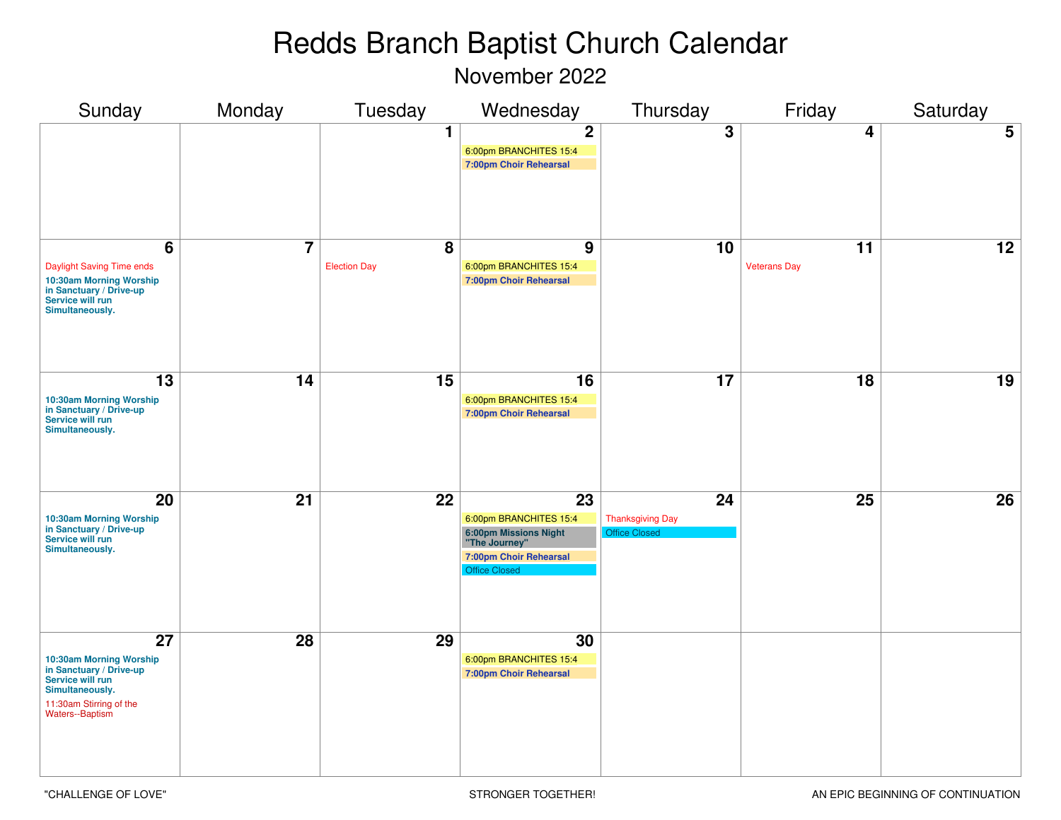# Redds Branch Baptist Church Calendar

## November 2022

| Sunday | Monday | Tuesday | Wednesday | Thursday | Friday | Saturday |
|---|---|---|---|---|---|---|
| | | 1 | 2<br>6:00pm BRANCHITES 15:4<br>**7:00pm Choir Rehearsal** | 3 | 4 | 5 |
| 6<br>Daylight Saving Time ends<br>**10:30am Morning Worship in Sanctuary / Drive-up Service will run Simultaneously.** | 7 | 8<br>Election Day | 9<br>6:00pm BRANCHITES 15:4<br>**7:00pm Choir Rehearsal** | 10 | 11<br>Veterans Day | 12 |
| 13<br>**10:30am Morning Worship in Sanctuary / Drive-up Service will run Simultaneously.** | 14 | 15 | 16<br>6:00pm BRANCHITES 15:4<br>**7:00pm Choir Rehearsal** | 17 | 18 | 19 |
| 20<br>**10:30am Morning Worship in Sanctuary / Drive-up Service will run Simultaneously.** | 21 | 22 | 23<br>6:00pm BRANCHITES 15:4<br>**6:00pm Missions Night "The Journey"**<br>**7:00pm Choir Rehearsal**<br>Office Closed | 24<br>Thanksgiving Day<br>Office Closed | 25 | 26 |
| 27<br>**10:30am Morning Worship in Sanctuary / Drive-up Service will run Simultaneously.**<br>11:30am Stirring of the Waters--Baptism | 28 | 29 | 30<br>6:00pm BRANCHITES 15:4<br>**7:00pm Choir Rehearsal** | | | |

"CHALLENGE OF LOVE" STRONGER TOGETHER! AN EPIC BEGINNING OF CONTINUATION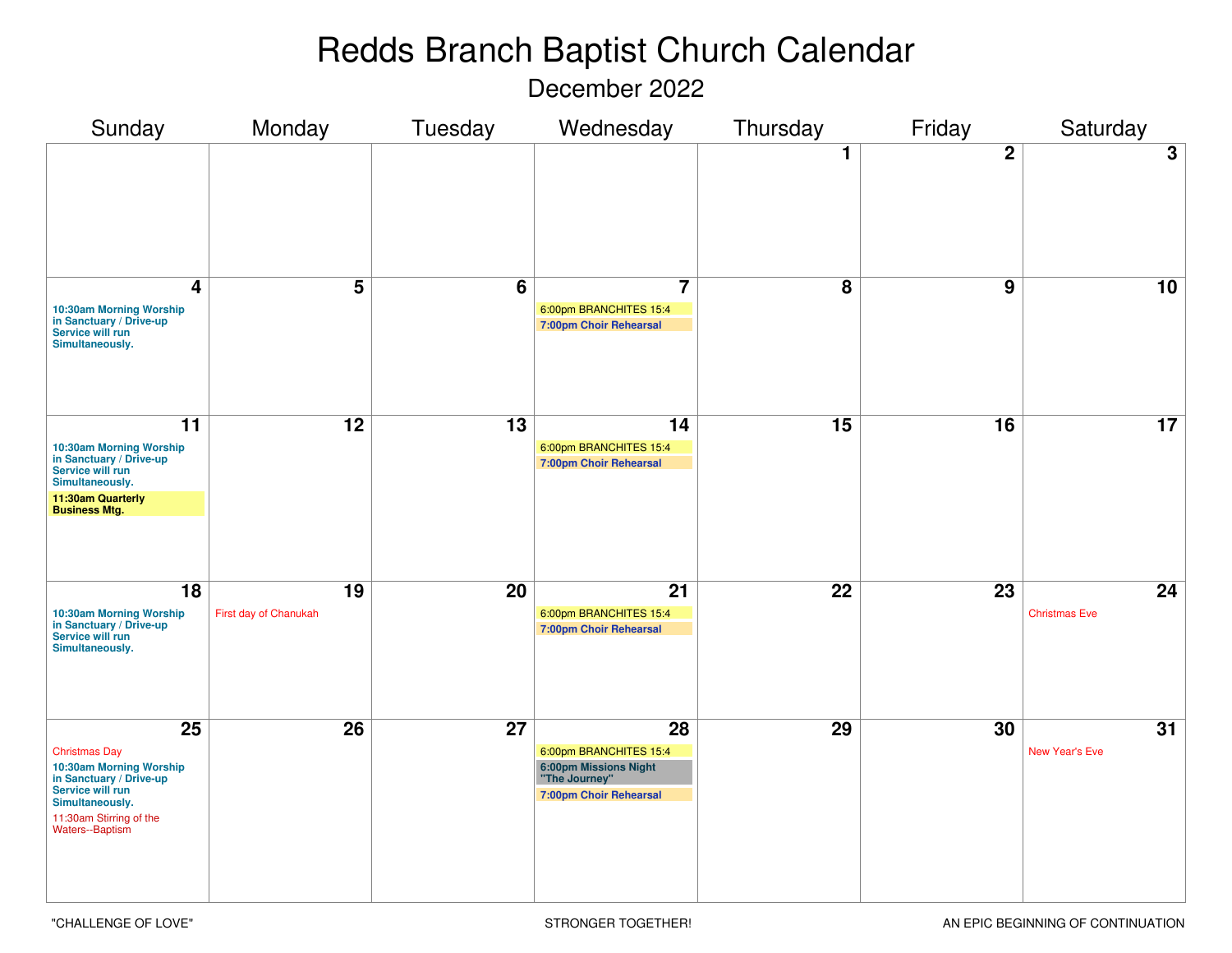# Redds Branch Baptist Church Calendar

## December 2022

| Sunday | Monday | Tuesday | Wednesday | Thursday | Friday | Saturday |
|---|---|---|---|---|---|---|
| | | | | 1 | 2 | 3 |
| 4<br>10:30am Morning Worship in Sanctuary / Drive-up Service will run Simultaneously. | 5 | 6 | 7<br>6:00pm BRANCHITES 15:4<br>7:00pm Choir Rehearsal | 8 | 9 | 10 |
| 11<br>10:30am Morning Worship in Sanctuary / Drive-up Service will run Simultaneously.<br>11:30am Quarterly Business Mtg. | 12 | 13 | 14<br>6:00pm BRANCHITES 15:4<br>7:00pm Choir Rehearsal | 15 | 16 | 17 |
| 18<br>10:30am Morning Worship in Sanctuary / Drive-up Service will run Simultaneously. | 19<br>First day of Chanukah | 20 | 21<br>6:00pm BRANCHITES 15:4<br>7:00pm Choir Rehearsal | 22 | 23 | 24<br>Christmas Eve |
| 25<br>Christmas Day<br>10:30am Morning Worship in Sanctuary / Drive-up Service will run Simultaneously.<br>11:30am Stirring of the Waters--Baptism | 26 | 27 | 28<br>6:00pm BRANCHITES 15:4<br>6:00pm Missions Night "The Journey"<br>7:00pm Choir Rehearsal | 29 | 30 | 31<br>New Year's Eve |

"CHALLENGE OF LOVE" STRONGER TOGETHER! AN EPIC BEGINNING OF CONTINUATION